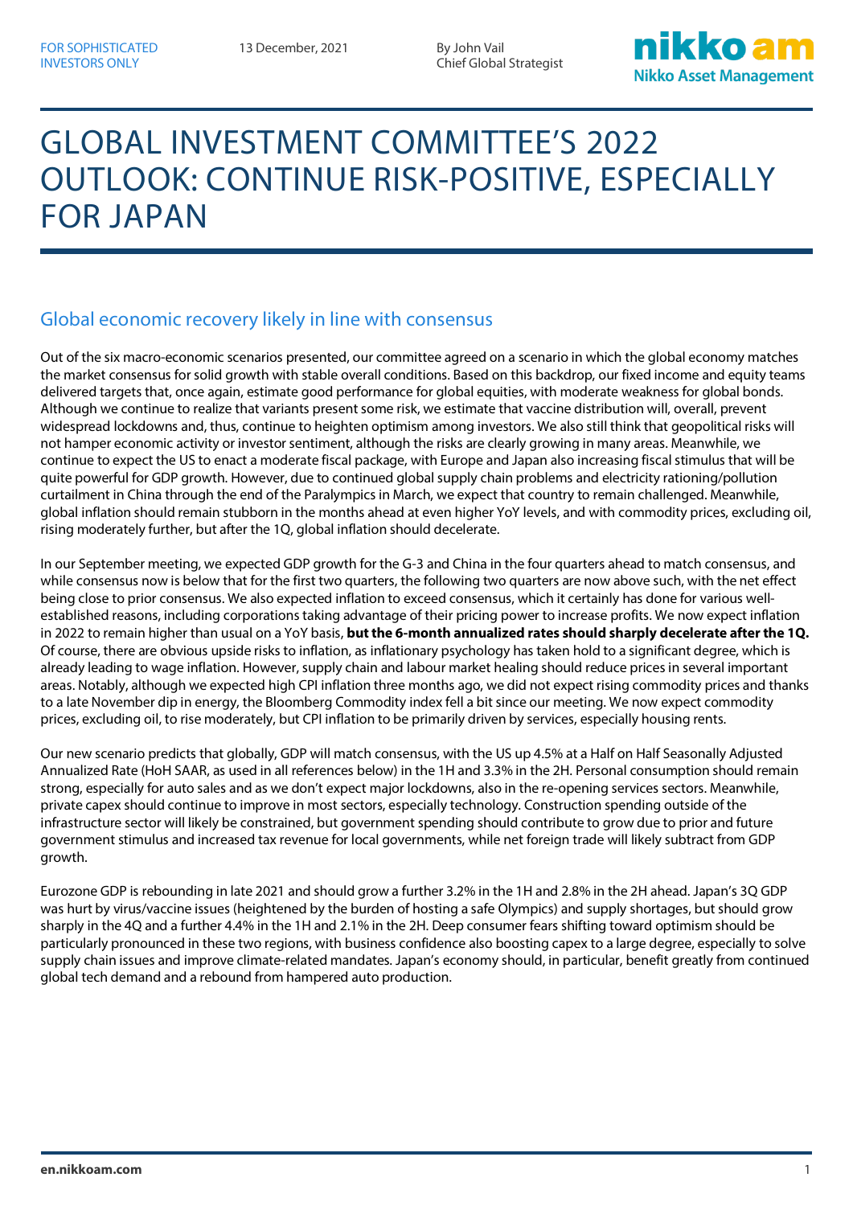FOR SOPHISTICATED INVESTORS ONLY

13 December, 2021

By John Vail
Chief Global Strategist

# GLOBAL INVESTMENT COMMITTEE'S 2022 OUTLOOK: CONTINUE RISK-POSITIVE, ESPECIALLY FOR JAPAN

## Global economic recovery likely in line with consensus

Out of the six macro-economic scenarios presented, our committee agreed on a scenario in which the global economy matches the market consensus for solid growth with stable overall conditions. Based on this backdrop, our fixed income and equity teams delivered targets that, once again, estimate good performance for global equities, with moderate weakness for global bonds. Although we continue to realize that variants present some risk, we estimate that vaccine distribution will, overall, prevent widespread lockdowns and, thus, continue to heighten optimism among investors. We also still think that geopolitical risks will not hamper economic activity or investor sentiment, although the risks are clearly growing in many areas. Meanwhile, we continue to expect the US to enact a moderate fiscal package, with Europe and Japan also increasing fiscal stimulus that will be quite powerful for GDP growth. However, due to continued global supply chain problems and electricity rationing/pollution curtailment in China through the end of the Paralympics in March, we expect that country to remain challenged. Meanwhile, global inflation should remain stubborn in the months ahead at even higher YoY levels, and with commodity prices, excluding oil, rising moderately further, but after the 1Q, global inflation should decelerate.

In our September meeting, we expected GDP growth for the G-3 and China in the four quarters ahead to match consensus, and while consensus now is below that for the first two quarters, the following two quarters are now above such, with the net effect being close to prior consensus. We also expected inflation to exceed consensus, which it certainly has done for various well-established reasons, including corporations taking advantage of their pricing power to increase profits. We now expect inflation in 2022 to remain higher than usual on a YoY basis, **but the 6-month annualized rates should sharply decelerate after the 1Q.** Of course, there are obvious upside risks to inflation, as inflationary psychology has taken hold to a significant degree, which is already leading to wage inflation. However, supply chain and labour market healing should reduce prices in several important areas. Notably, although we expected high CPI inflation three months ago, we did not expect rising commodity prices and thanks to a late November dip in energy, the Bloomberg Commodity index fell a bit since our meeting. We now expect commodity prices, excluding oil, to rise moderately, but CPI inflation to be primarily driven by services, especially housing rents.

Our new scenario predicts that globally, GDP will match consensus, with the US up 4.5% at a Half on Half Seasonally Adjusted Annualized Rate (HoH SAAR, as used in all references below) in the 1H and 3.3% in the 2H. Personal consumption should remain strong, especially for auto sales and as we don't expect major lockdowns, also in the re-opening services sectors. Meanwhile, private capex should continue to improve in most sectors, especially technology. Construction spending outside of the infrastructure sector will likely be constrained, but government spending should contribute to grow due to prior and future government stimulus and increased tax revenue for local governments, while net foreign trade will likely subtract from GDP growth.

Eurozone GDP is rebounding in late 2021 and should grow a further 3.2% in the 1H and 2.8% in the 2H ahead. Japan's 3Q GDP was hurt by virus/vaccine issues (heightened by the burden of hosting a safe Olympics) and supply shortages, but should grow sharply in the 4Q and a further 4.4% in the 1H and 2.1% in the 2H. Deep consumer fears shifting toward optimism should be particularly pronounced in these two regions, with business confidence also boosting capex to a large degree, especially to solve supply chain issues and improve climate-related mandates. Japan's economy should, in particular, benefit greatly from continued global tech demand and a rebound from hampered auto production.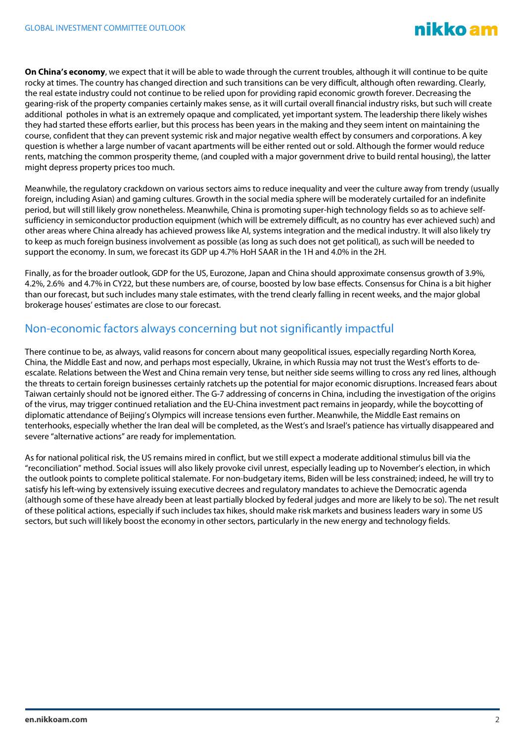**On China's economy**, we expect that it will be able to wade through the current troubles, although it will continue to be quite rocky at times. The country has changed direction and such transitions can be very difficult, although often rewarding. Clearly, the real estate industry could not continue to be relied upon for providing rapid economic growth forever. Decreasing the gearing-risk of the property companies certainly makes sense, as it will curtail overall financial industry risks, but such will create additional potholes in what is an extremely opaque and complicated, yet important system. The leadership there likely wishes they had started these efforts earlier, but this process has been years in the making and they seem intent on maintaining the course, confident that they can prevent systemic risk and major negative wealth effect by consumers and corporations. A key question is whether a large number of vacant apartments will be either rented out or sold. Although the former would reduce rents, matching the common prosperity theme, (and coupled with a major government drive to build rental housing), the latter might depress property prices too much.

Meanwhile, the regulatory crackdown on various sectors aims to reduce inequality and veer the culture away from trendy (usually foreign, including Asian) and gaming cultures. Growth in the social media sphere will be moderately curtailed for an indefinite period, but will still likely grow nonetheless. Meanwhile, China is promoting super-high technology fields so as to achieve self-sufficiency in semiconductor production equipment (which will be extremely difficult, as no country has ever achieved such) and other areas where China already has achieved prowess like AI, systems integration and the medical industry. It will also likely try to keep as much foreign business involvement as possible (as long as such does not get political), as such will be needed to support the economy. In sum, we forecast its GDP up 4.7% HoH SAAR in the 1H and 4.0% in the 2H.

Finally, as for the broader outlook, GDP for the US, Eurozone, Japan and China should approximate consensus growth of 3.9%, 4.2%, 2.6% and 4.7% in CY22, but these numbers are, of course, boosted by low base effects. Consensus for China is a bit higher than our forecast, but such includes many stale estimates, with the trend clearly falling in recent weeks, and the major global brokerage houses' estimates are close to our forecast.

## Non-economic factors always concerning but not significantly impactful

There continue to be, as always, valid reasons for concern about many geopolitical issues, especially regarding North Korea, China, the Middle East and now, and perhaps most especially, Ukraine, in which Russia may not trust the West's efforts to de-escalate. Relations between the West and China remain very tense, but neither side seems willing to cross any red lines, although the threats to certain foreign businesses certainly ratchets up the potential for major economic disruptions. Increased fears about Taiwan certainly should not be ignored either. The G-7 addressing of concerns in China, including the investigation of the origins of the virus, may trigger continued retaliation and the EU-China investment pact remains in jeopardy, while the boycotting of diplomatic attendance of Beijing's Olympics will increase tensions even further. Meanwhile, the Middle East remains on tenterhooks, especially whether the Iran deal will be completed, as the West's and Israel's patience has virtually disappeared and severe "alternative actions" are ready for implementation.

As for national political risk, the US remains mired in conflict, but we still expect a moderate additional stimulus bill via the "reconciliation" method. Social issues will also likely provoke civil unrest, especially leading up to November's election, in which the outlook points to complete political stalemate. For non-budgetary items, Biden will be less constrained; indeed, he will try to satisfy his left-wing by extensively issuing executive decrees and regulatory mandates to achieve the Democratic agenda (although some of these have already been at least partially blocked by federal judges and more are likely to be so). The net result of these political actions, especially if such includes tax hikes, should make risk markets and business leaders wary in some US sectors, but such will likely boost the economy in other sectors, particularly in the new energy and technology fields.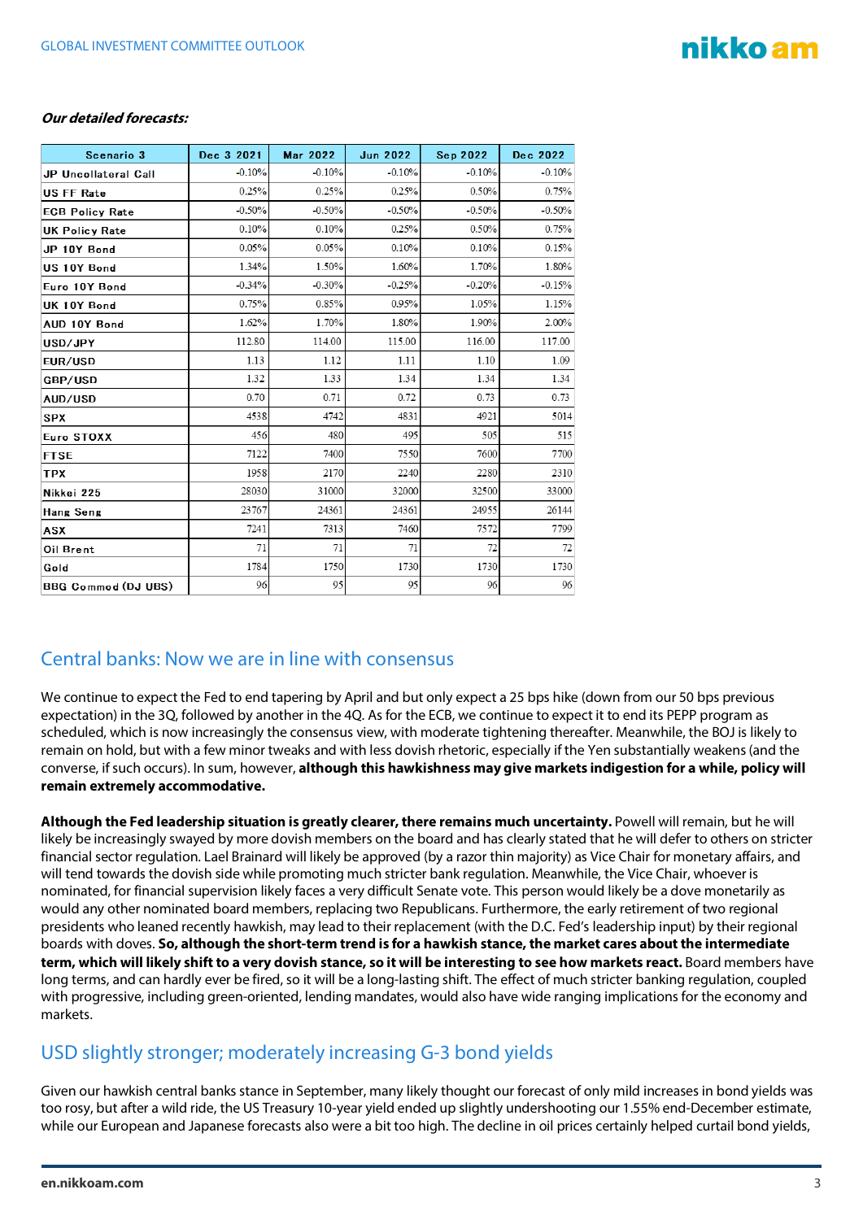***Our detailed forecasts:***

| Scenario 3 | Dec 3 2021 | Mar 2022 | Jun 2022 | Sep 2022 | Dec 2022 |
|---|---|---|---|---|---|
| JP Uncollateral Call | -0.10% | -0.10% | -0.10% | -0.10% | -0.10% |
| US FF Rate | 0.25% | 0.25% | 0.25% | 0.50% | 0.75% |
| ECB Policy Rate | -0.50% | -0.50% | -0.50% | -0.50% | -0.50% |
| UK Policy Rate | 0.10% | 0.10% | 0.25% | 0.50% | 0.75% |
| JP 10Y Bond | 0.05% | 0.05% | 0.10% | 0.10% | 0.15% |
| US 10Y Bond | 1.34% | 1.50% | 1.60% | 1.70% | 1.80% |
| Euro 10Y Bond | -0.34% | -0.30% | -0.25% | -0.20% | -0.15% |
| UK 10Y Bond | 0.75% | 0.85% | 0.95% | 1.05% | 1.15% |
| AUD 10Y Bond | 1.62% | 1.70% | 1.80% | 1.90% | 2.00% |
| USD/JPY | 112.80 | 114.00 | 115.00 | 116.00 | 117.00 |
| EUR/USD | 1.13 | 1.12 | 1.11 | 1.10 | 1.09 |
| GBP/USD | 1.32 | 1.33 | 1.34 | 1.34 | 1.34 |
| AUD/USD | 0.70 | 0.71 | 0.72 | 0.73 | 0.73 |
| SPX | 4538 | 4742 | 4831 | 4921 | 5014 |
| Euro STOXX | 456 | 480 | 495 | 505 | 515 |
| FTSE | 7122 | 7400 | 7550 | 7600 | 7700 |
| TPX | 1958 | 2170 | 2240 | 2280 | 2310 |
| Nikkei 225 | 28030 | 31000 | 32000 | 32500 | 33000 |
| Hang Seng | 23767 | 24361 | 24361 | 24955 | 26144 |
| ASX | 7241 | 7313 | 7460 | 7572 | 7799 |
| Oil Brent | 71 | 71 | 71 | 72 | 72 |
| Gold | 1784 | 1750 | 1730 | 1730 | 1730 |
| BBG Commod (DJ UBS) | 96 | 95 | 95 | 96 | 96 |

## Central banks: Now we are in line with consensus

We continue to expect the Fed to end tapering by April and but only expect a 25 bps hike (down from our 50 bps previous expectation) in the 3Q, followed by another in the 4Q. As for the ECB, we continue to expect it to end its PEPP program as scheduled, which is now increasingly the consensus view, with moderate tightening thereafter. Meanwhile, the BOJ is likely to remain on hold, but with a few minor tweaks and with less dovish rhetoric, especially if the Yen substantially weakens (and the converse, if such occurs). In sum, however, **although this hawkishness may give markets indigestion for a while, policy will remain extremely accommodative.**

**Although the Fed leadership situation is greatly clearer, there remains much uncertainty.** Powell will remain, but he will likely be increasingly swayed by more dovish members on the board and has clearly stated that he will defer to others on stricter financial sector regulation. Lael Brainard will likely be approved (by a razor thin majority) as Vice Chair for monetary affairs, and will tend towards the dovish side while promoting much stricter bank regulation. Meanwhile, the Vice Chair, whoever is nominated, for financial supervision likely faces a very difficult Senate vote. This person would likely be a dove monetarily as would any other nominated board members, replacing two Republicans. Furthermore, the early retirement of two regional presidents who leaned recently hawkish, may lead to their replacement (with the D.C. Fed's leadership input) by their regional boards with doves. **So, although the short-term trend is for a hawkish stance, the market cares about the intermediate term, which will likely shift to a very dovish stance, so it will be interesting to see how markets react.** Board members have long terms, and can hardly ever be fired, so it will be a long-lasting shift. The effect of much stricter banking regulation, coupled with progressive, including green-oriented, lending mandates, would also have wide ranging implications for the economy and markets.

## USD slightly stronger; moderately increasing G-3 bond yields

Given our hawkish central banks stance in September, many likely thought our forecast of only mild increases in bond yields was too rosy, but after a wild ride, the US Treasury 10-year yield ended up slightly undershooting our 1.55% end-December estimate, while our European and Japanese forecasts also were a bit too high. The decline in oil prices certainly helped curtail bond yields,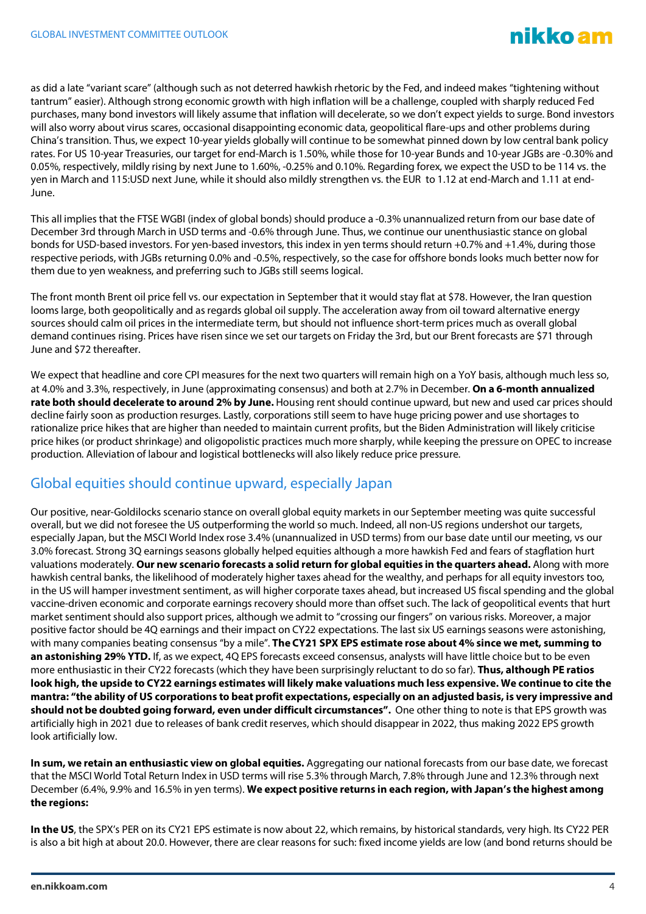as did a late "variant scare" (although such as not deterred hawkish rhetoric by the Fed, and indeed makes "tightening without tantrum" easier). Although strong economic growth with high inflation will be a challenge, coupled with sharply reduced Fed purchases, many bond investors will likely assume that inflation will decelerate, so we don't expect yields to surge. Bond investors will also worry about virus scares, occasional disappointing economic data, geopolitical flare-ups and other problems during China's transition. Thus, we expect 10-year yields globally will continue to be somewhat pinned down by low central bank policy rates. For US 10-year Treasuries, our target for end-March is 1.50%, while those for 10-year Bunds and 10-year JGBs are -0.30% and 0.05%, respectively, mildly rising by next June to 1.60%, -0.25% and 0.10%. Regarding forex, we expect the USD to be 114 vs. the yen in March and 115:USD next June, while it should also mildly strengthen vs. the EUR to 1.12 at end-March and 1.11 at end-June.

This all implies that the FTSE WGBI (index of global bonds) should produce a -0.3% unannualized return from our base date of December 3rd through March in USD terms and -0.6% through June. Thus, we continue our unenthusiastic stance on global bonds for USD-based investors. For yen-based investors, this index in yen terms should return +0.7% and +1.4%, during those respective periods, with JGBs returning 0.0% and -0.5%, respectively, so the case for offshore bonds looks much better now for them due to yen weakness, and preferring such to JGBs still seems logical.

The front month Brent oil price fell vs. our expectation in September that it would stay flat at $78. However, the Iran question looms large, both geopolitically and as regards global oil supply. The acceleration away from oil toward alternative energy sources should calm oil prices in the intermediate term, but should not influence short-term prices much as overall global demand continues rising. Prices have risen since we set our targets on Friday the 3rd, but our Brent forecasts are $71 through June and $72 thereafter.

We expect that headline and core CPI measures for the next two quarters will remain high on a YoY basis, although much less so, at 4.0% and 3.3%, respectively, in June (approximating consensus) and both at 2.7% in December. **On a 6-month annualized rate both should decelerate to around 2% by June.** Housing rent should continue upward, but new and used car prices should decline fairly soon as production resurges. Lastly, corporations still seem to have huge pricing power and use shortages to rationalize price hikes that are higher than needed to maintain current profits, but the Biden Administration will likely criticise price hikes (or product shrinkage) and oligopolistic practices much more sharply, while keeping the pressure on OPEC to increase production. Alleviation of labour and logistical bottlenecks will also likely reduce price pressure.

## Global equities should continue upward, especially Japan

Our positive, near-Goldilocks scenario stance on overall global equity markets in our September meeting was quite successful overall, but we did not foresee the US outperforming the world so much. Indeed, all non-US regions undershot our targets, especially Japan, but the MSCI World Index rose 3.4% (unannualized in USD terms) from our base date until our meeting, vs our 3.0% forecast. Strong 3Q earnings seasons globally helped equities although a more hawkish Fed and fears of stagflation hurt valuations moderately. **Our new scenario forecasts a solid return for global equities in the quarters ahead.** Along with more hawkish central banks, the likelihood of moderately higher taxes ahead for the wealthy, and perhaps for all equity investors too, in the US will hamper investment sentiment, as will higher corporate taxes ahead, but increased US fiscal spending and the global vaccine-driven economic and corporate earnings recovery should more than offset such. The lack of geopolitical events that hurt market sentiment should also support prices, although we admit to "crossing our fingers" on various risks. Moreover, a major positive factor should be 4Q earnings and their impact on CY22 expectations. The last six US earnings seasons were astonishing, with many companies beating consensus "by a mile". **The CY21 SPX EPS estimate rose about 4% since we met, summing to an astonishing 29% YTD.** If, as we expect, 4Q EPS forecasts exceed consensus, analysts will have little choice but to be even more enthusiastic in their CY22 forecasts (which they have been surprisingly reluctant to do so far). **Thus, although PE ratios look high, the upside to CY22 earnings estimates will likely make valuations much less expensive. We continue to cite the mantra: "the ability of US corporations to beat profit expectations, especially on an adjusted basis, is very impressive and should not be doubted going forward, even under difficult circumstances".** One other thing to note is that EPS growth was artificially high in 2021 due to releases of bank credit reserves, which should disappear in 2022, thus making 2022 EPS growth look artificially low.

**In sum, we retain an enthusiastic view on global equities.** Aggregating our national forecasts from our base date, we forecast that the MSCI World Total Return Index in USD terms will rise 5.3% through March, 7.8% through June and 12.3% through next December (6.4%, 9.9% and 16.5% in yen terms). **We expect positive returns in each region, with Japan's the highest among the regions:**

**In the US**, the SPX's PER on its CY21 EPS estimate is now about 22, which remains, by historical standards, very high. Its CY22 PER is also a bit high at about 20.0. However, there are clear reasons for such: fixed income yields are low (and bond returns should be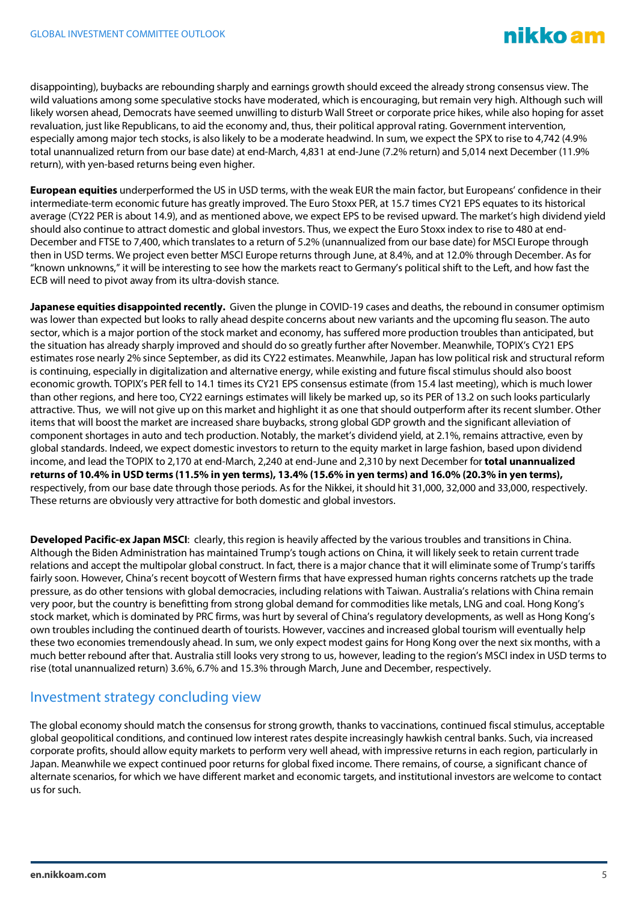disappointing), buybacks are rebounding sharply and earnings growth should exceed the already strong consensus view. The wild valuations among some speculative stocks have moderated, which is encouraging, but remain very high. Although such will likely worsen ahead, Democrats have seemed unwilling to disturb Wall Street or corporate price hikes, while also hoping for asset revaluation, just like Republicans, to aid the economy and, thus, their political approval rating. Government intervention, especially among major tech stocks, is also likely to be a moderate headwind. In sum, we expect the SPX to rise to 4,742 (4.9% total unannualized return from our base date) at end-March, 4,831 at end-June (7.2% return) and 5,014 next December (11.9% return), with yen-based returns being even higher.

**European equities** underperformed the US in USD terms, with the weak EUR the main factor, but Europeans' confidence in their intermediate-term economic future has greatly improved. The Euro Stoxx PER, at 15.7 times CY21 EPS equates to its historical average (CY22 PER is about 14.9), and as mentioned above, we expect EPS to be revised upward. The market's high dividend yield should also continue to attract domestic and global investors. Thus, we expect the Euro Stoxx index to rise to 480 at end-December and FTSE to 7,400, which translates to a return of 5.2% (unannualized from our base date) for MSCI Europe through then in USD terms. We project even better MSCI Europe returns through June, at 8.4%, and at 12.0% through December. As for "known unknowns," it will be interesting to see how the markets react to Germany's political shift to the Left, and how fast the ECB will need to pivot away from its ultra-dovish stance.

**Japanese equities disappointed recently.** Given the plunge in COVID-19 cases and deaths, the rebound in consumer optimism was lower than expected but looks to rally ahead despite concerns about new variants and the upcoming flu season. The auto sector, which is a major portion of the stock market and economy, has suffered more production troubles than anticipated, but the situation has already sharply improved and should do so greatly further after November. Meanwhile, TOPIX's CY21 EPS estimates rose nearly 2% since September, as did its CY22 estimates. Meanwhile, Japan has low political risk and structural reform is continuing, especially in digitalization and alternative energy, while existing and future fiscal stimulus should also boost economic growth. TOPIX's PER fell to 14.1 times its CY21 EPS consensus estimate (from 15.4 last meeting), which is much lower than other regions, and here too, CY22 earnings estimates will likely be marked up, so its PER of 13.2 on such looks particularly attractive. Thus, we will not give up on this market and highlight it as one that should outperform after its recent slumber. Other items that will boost the market are increased share buybacks, strong global GDP growth and the significant alleviation of component shortages in auto and tech production. Notably, the market's dividend yield, at 2.1%, remains attractive, even by global standards. Indeed, we expect domestic investors to return to the equity market in large fashion, based upon dividend income, and lead the TOPIX to 2,170 at end-March, 2,240 at end-June and 2,310 by next December for **total unannualized returns of 10.4% in USD terms (11.5% in yen terms), 13.4% (15.6% in yen terms) and 16.0% (20.3% in yen terms),** respectively, from our base date through those periods. As for the Nikkei, it should hit 31,000, 32,000 and 33,000, respectively. These returns are obviously very attractive for both domestic and global investors.

**Developed Pacific-ex Japan MSCI**: clearly, this region is heavily affected by the various troubles and transitions in China. Although the Biden Administration has maintained Trump's tough actions on China, it will likely seek to retain current trade relations and accept the multipolar global construct. In fact, there is a major chance that it will eliminate some of Trump's tariffs fairly soon. However, China's recent boycott of Western firms that have expressed human rights concerns ratchets up the trade pressure, as do other tensions with global democracies, including relations with Taiwan. Australia's relations with China remain very poor, but the country is benefitting from strong global demand for commodities like metals, LNG and coal. Hong Kong's stock market, which is dominated by PRC firms, was hurt by several of China's regulatory developments, as well as Hong Kong's own troubles including the continued dearth of tourists. However, vaccines and increased global tourism will eventually help these two economies tremendously ahead. In sum, we only expect modest gains for Hong Kong over the next six months, with a much better rebound after that. Australia still looks very strong to us, however, leading to the region's MSCI index in USD terms to rise (total unannualized return) 3.6%, 6.7% and 15.3% through March, June and December, respectively.

## Investment strategy concluding view

The global economy should match the consensus for strong growth, thanks to vaccinations, continued fiscal stimulus, acceptable global geopolitical conditions, and continued low interest rates despite increasingly hawkish central banks. Such, via increased corporate profits, should allow equity markets to perform very well ahead, with impressive returns in each region, particularly in Japan. Meanwhile we expect continued poor returns for global fixed income. There remains, of course, a significant chance of alternate scenarios, for which we have different market and economic targets, and institutional investors are welcome to contact us for such.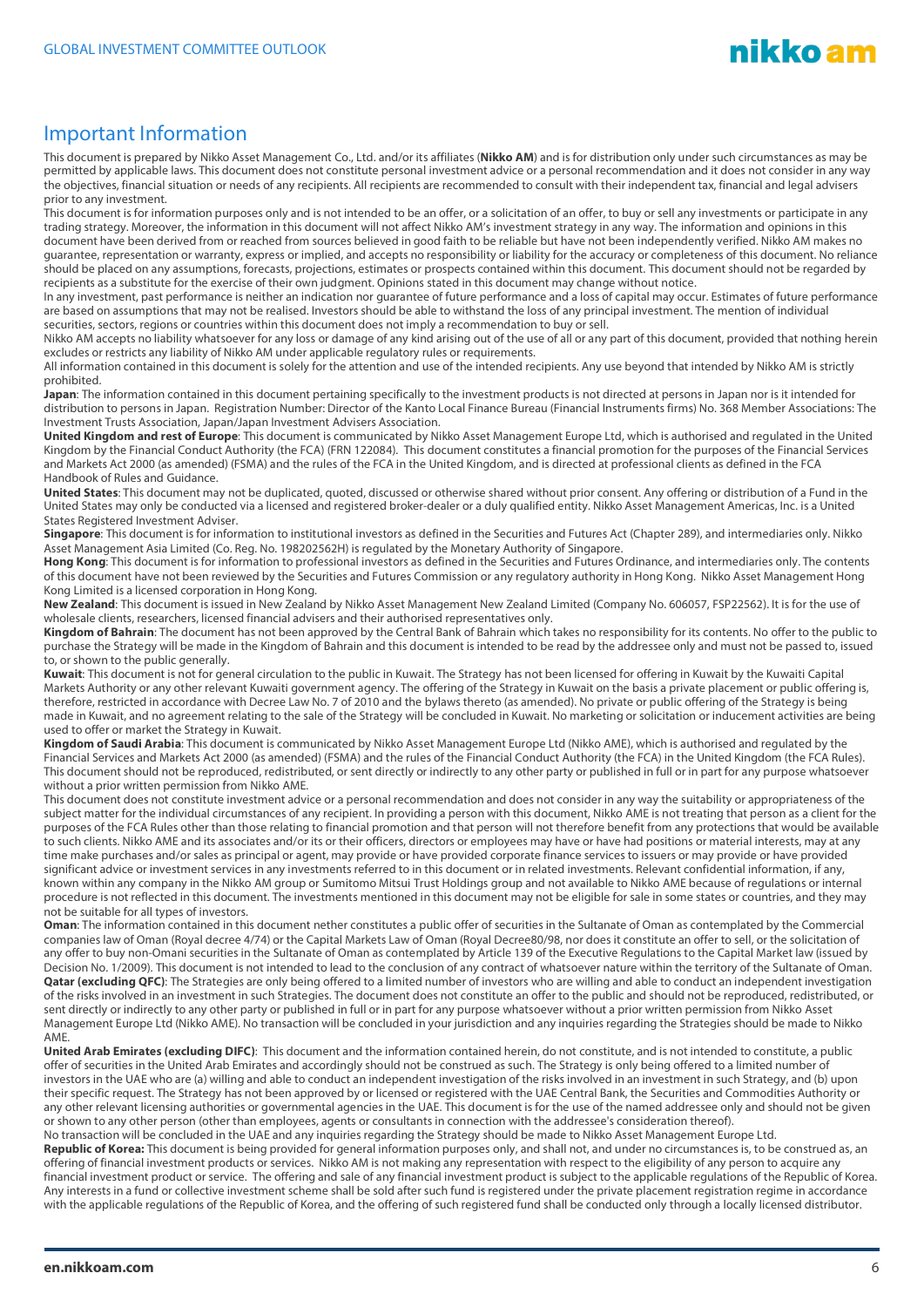## Important Information

This document is prepared by Nikko Asset Management Co., Ltd. and/or its affiliates (**Nikko AM**) and is for distribution only under such circumstances as may be permitted by applicable laws. This document does not constitute personal investment advice or a personal recommendation and it does not consider in any way the objectives, financial situation or needs of any recipients. All recipients are recommended to consult with their independent tax, financial and legal advisers prior to any investment.

This document is for information purposes only and is not intended to be an offer, or a solicitation of an offer, to buy or sell any investments or participate in any trading strategy. Moreover, the information in this document will not affect Nikko AM's investment strategy in any way. The information and opinions in this document have been derived from or reached from sources believed in good faith to be reliable but have not been independently verified. Nikko AM makes no guarantee, representation or warranty, express or implied, and accepts no responsibility or liability for the accuracy or completeness of this document. No reliance should be placed on any assumptions, forecasts, projections, estimates or prospects contained within this document. This document should not be regarded by recipients as a substitute for the exercise of their own judgment. Opinions stated in this document may change without notice.

In any investment, past performance is neither an indication nor guarantee of future performance and a loss of capital may occur. Estimates of future performance are based on assumptions that may not be realised. Investors should be able to withstand the loss of any principal investment. The mention of individual securities, sectors, regions or countries within this document does not imply a recommendation to buy or sell.

Nikko AM accepts no liability whatsoever for any loss or damage of any kind arising out of the use of all or any part of this document, provided that nothing herein excludes or restricts any liability of Nikko AM under applicable regulatory rules or requirements.

All information contained in this document is solely for the attention and use of the intended recipients. Any use beyond that intended by Nikko AM is strictly prohibited.

**Japan**: The information contained in this document pertaining specifically to the investment products is not directed at persons in Japan nor is it intended for distribution to persons in Japan. Registration Number: Director of the Kanto Local Finance Bureau (Financial Instruments firms) No. 368 Member Associations: The Investment Trusts Association, Japan/Japan Investment Advisers Association.

**United Kingdom and rest of Europe**: This document is communicated by Nikko Asset Management Europe Ltd, which is authorised and regulated in the United Kingdom by the Financial Conduct Authority (the FCA) (FRN 122084). This document constitutes a financial promotion for the purposes of the Financial Services and Markets Act 2000 (as amended) (FSMA) and the rules of the FCA in the United Kingdom, and is directed at professional clients as defined in the FCA Handbook of Rules and Guidance.

**United States**: This document may not be duplicated, quoted, discussed or otherwise shared without prior consent. Any offering or distribution of a Fund in the United States may only be conducted via a licensed and registered broker-dealer or a duly qualified entity. Nikko Asset Management Americas, Inc. is a United States Registered Investment Adviser.

**Singapore**: This document is for information to institutional investors as defined in the Securities and Futures Act (Chapter 289), and intermediaries only. Nikko Asset Management Asia Limited (Co. Reg. No. 198202562H) is regulated by the Monetary Authority of Singapore.

**Hong Kong**: This document is for information to professional investors as defined in the Securities and Futures Ordinance, and intermediaries only. The contents of this document have not been reviewed by the Securities and Futures Commission or any regulatory authority in Hong Kong. Nikko Asset Management Hong Kong Limited is a licensed corporation in Hong Kong.

**New Zealand**: This document is issued in New Zealand by Nikko Asset Management New Zealand Limited (Company No. 606057, FSP22562). It is for the use of wholesale clients, researchers, licensed financial advisers and their authorised representatives only.

**Kingdom of Bahrain**: The document has not been approved by the Central Bank of Bahrain which takes no responsibility for its contents. No offer to the public to purchase the Strategy will be made in the Kingdom of Bahrain and this document is intended to be read by the addressee only and must not be passed to, issued to, or shown to the public generally.

**Kuwait**: This document is not for general circulation to the public in Kuwait. The Strategy has not been licensed for offering in Kuwait by the Kuwaiti Capital Markets Authority or any other relevant Kuwaiti government agency. The offering of the Strategy in Kuwait on the basis a private placement or public offering is, therefore, restricted in accordance with Decree Law No. 7 of 2010 and the bylaws thereto (as amended). No private or public offering of the Strategy is being made in Kuwait, and no agreement relating to the sale of the Strategy will be concluded in Kuwait. No marketing or solicitation or inducement activities are being used to offer or market the Strategy in Kuwait.

**Kingdom of Saudi Arabia**: This document is communicated by Nikko Asset Management Europe Ltd (Nikko AME), which is authorised and regulated by the Financial Services and Markets Act 2000 (as amended) (FSMA) and the rules of the Financial Conduct Authority (the FCA) in the United Kingdom (the FCA Rules). This document should not be reproduced, redistributed, or sent directly or indirectly to any other party or published in full or in part for any purpose whatsoever without a prior written permission from Nikko AME.

This document does not constitute investment advice or a personal recommendation and does not consider in any way the suitability or appropriateness of the subject matter for the individual circumstances of any recipient. In providing a person with this document, Nikko AME is not treating that person as a client for the purposes of the FCA Rules other than those relating to financial promotion and that person will not therefore benefit from any protections that would be available to such clients. Nikko AME and its associates and/or its or their officers, directors or employees may have or have had positions or material interests, may at any time make purchases and/or sales as principal or agent, may provide or have provided corporate finance services to issuers or may provide or have provided significant advice or investment services in any investments referred to in this document or in related investments. Relevant confidential information, if any, known within any company in the Nikko AM group or Sumitomo Mitsui Trust Holdings group and not available to Nikko AME because of regulations or internal procedure is not reflected in this document. The investments mentioned in this document may not be eligible for sale in some states or countries, and they may not be suitable for all types of investors.

**Oman**: The information contained in this document nether constitutes a public offer of securities in the Sultanate of Oman as contemplated by the Commercial companies law of Oman (Royal decree 4/74) or the Capital Markets Law of Oman (Royal Decree80/98, nor does it constitute an offer to sell, or the solicitation of any offer to buy non-Omani securities in the Sultanate of Oman as contemplated by Article 139 of the Executive Regulations to the Capital Market law (issued by Decision No. 1/2009). This document is not intended to lead to the conclusion of any contract of whatsoever nature within the territory of the Sultanate of Oman.

**Qatar (excluding QFC)**: The Strategies are only being offered to a limited number of investors who are willing and able to conduct an independent investigation of the risks involved in an investment in such Strategies. The document does not constitute an offer to the public and should not be reproduced, redistributed, or sent directly or indirectly to any other party or published in full or in part for any purpose whatsoever without a prior written permission from Nikko Asset Management Europe Ltd (Nikko AME). No transaction will be concluded in your jurisdiction and any inquiries regarding the Strategies should be made to Nikko AME.

**United Arab Emirates (excluding DIFC)**: This document and the information contained herein, do not constitute, and is not intended to constitute, a public offer of securities in the United Arab Emirates and accordingly should not be construed as such. The Strategy is only being offered to a limited number of investors in the UAE who are (a) willing and able to conduct an independent investigation of the risks involved in an investment in such Strategy, and (b) upon their specific request. The Strategy has not been approved by or licensed or registered with the UAE Central Bank, the Securities and Commodities Authority or any other relevant licensing authorities or governmental agencies in the UAE. This document is for the use of the named addressee only and should not be given or shown to any other person (other than employees, agents or consultants in connection with the addressee's consideration thereof).

No transaction will be concluded in the UAE and any inquiries regarding the Strategy should be made to Nikko Asset Management Europe Ltd.

**Republic of Korea:** This document is being provided for general information purposes only, and shall not, and under no circumstances is, to be construed as, an offering of financial investment products or services. Nikko AM is not making any representation with respect to the eligibility of any person to acquire any financial investment product or service. The offering and sale of any financial investment product is subject to the applicable regulations of the Republic of Korea. Any interests in a fund or collective investment scheme shall be sold after such fund is registered under the private placement registration regime in accordance with the applicable regulations of the Republic of Korea, and the offering of such registered fund shall be conducted only through a locally licensed distributor.